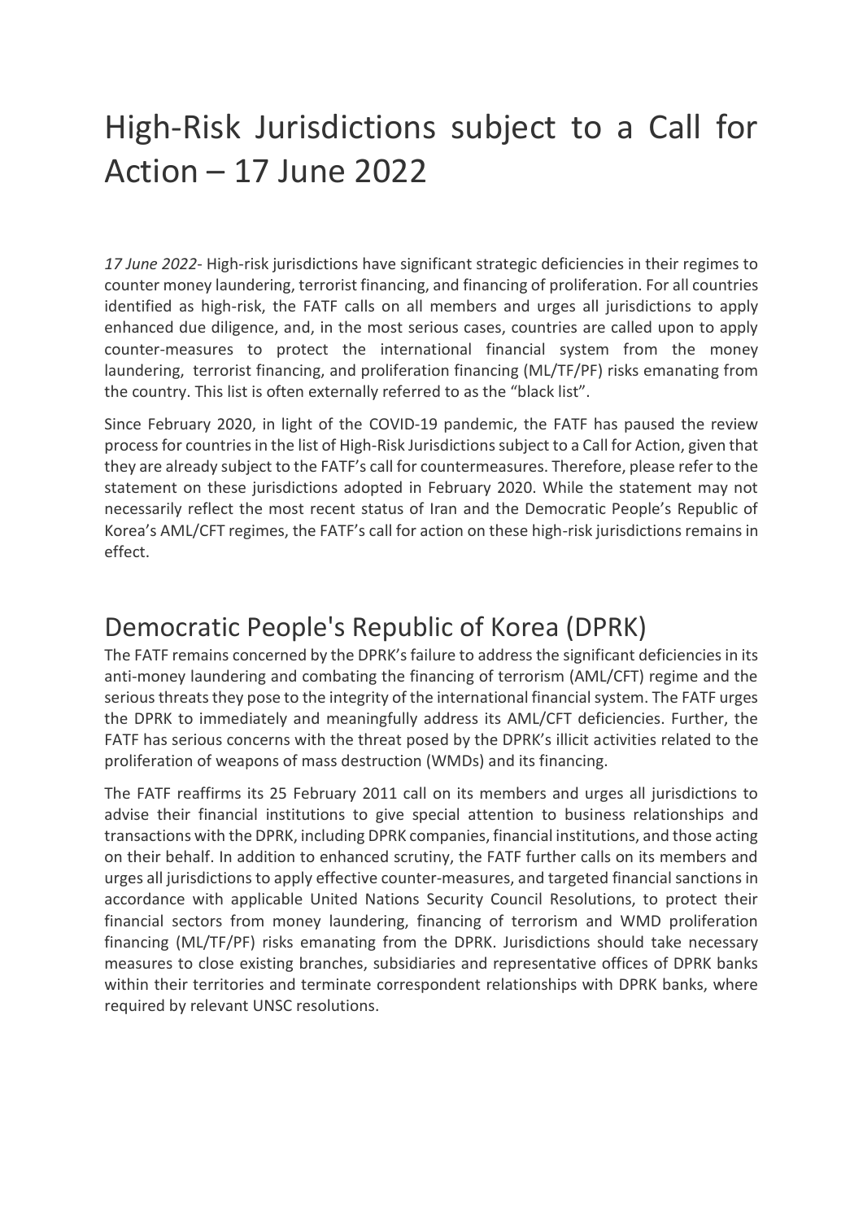# High-Risk Jurisdictions subject to a Call for Action – 17 June 2022

*17 June 2022*- High-risk jurisdictions have significant strategic deficiencies in their regimes to counter money laundering, terrorist financing, and financing of proliferation. For all countries identified as high-risk, the FATF calls on all members and urges all jurisdictions to apply enhanced due diligence, and, in the most serious cases, countries are called upon to apply counter-measures to protect the international financial system from the money laundering, terrorist financing, and proliferation financing (ML/TF/PF) risks emanating from the country. This list is often externally referred to as the "black list".

Since February 2020, in light of the COVID-19 pandemic, the FATF has paused the review process for countries in the list of High-Risk Jurisdictions subject to a Call for Action, given that they are already subject to the FATF's call for countermeasures. Therefore, please refer to the statement on these jurisdictions adopted in February 2020. While the statement may not necessarily reflect the most recent status of Iran and the Democratic People's Republic of Korea's AML/CFT regimes, the FATF's call for action on these high-risk jurisdictions remains in effect.

## Democratic People's Republic of Korea (DPRK)

The FATF remains concerned by the DPRK's failure to address the significant deficiencies in its anti-money laundering and combating the financing of terrorism (AML/CFT) regime and the serious threats they pose to the integrity of the international financial system. The FATF urges the DPRK to immediately and meaningfully address its AML/CFT deficiencies. Further, the FATF has serious concerns with the threat posed by the DPRK's illicit activities related to the proliferation of weapons of mass destruction (WMDs) and its financing.

The FATF reaffirms its 25 February 2011 call on its members and urges all jurisdictions to advise their financial institutions to give special attention to business relationships and transactions with the DPRK, including DPRK companies, financial institutions, and those acting on their behalf. In addition to enhanced scrutiny, the FATF further calls on its members and urges all jurisdictions to apply effective counter-measures, and targeted financial sanctions in accordance with applicable United Nations Security Council Resolutions, to protect their financial sectors from money laundering, financing of terrorism and WMD proliferation financing (ML/TF/PF) risks emanating from the DPRK. Jurisdictions should take necessary measures to close existing branches, subsidiaries and representative offices of DPRK banks within their territories and terminate correspondent relationships with DPRK banks, where required by relevant UNSC resolutions.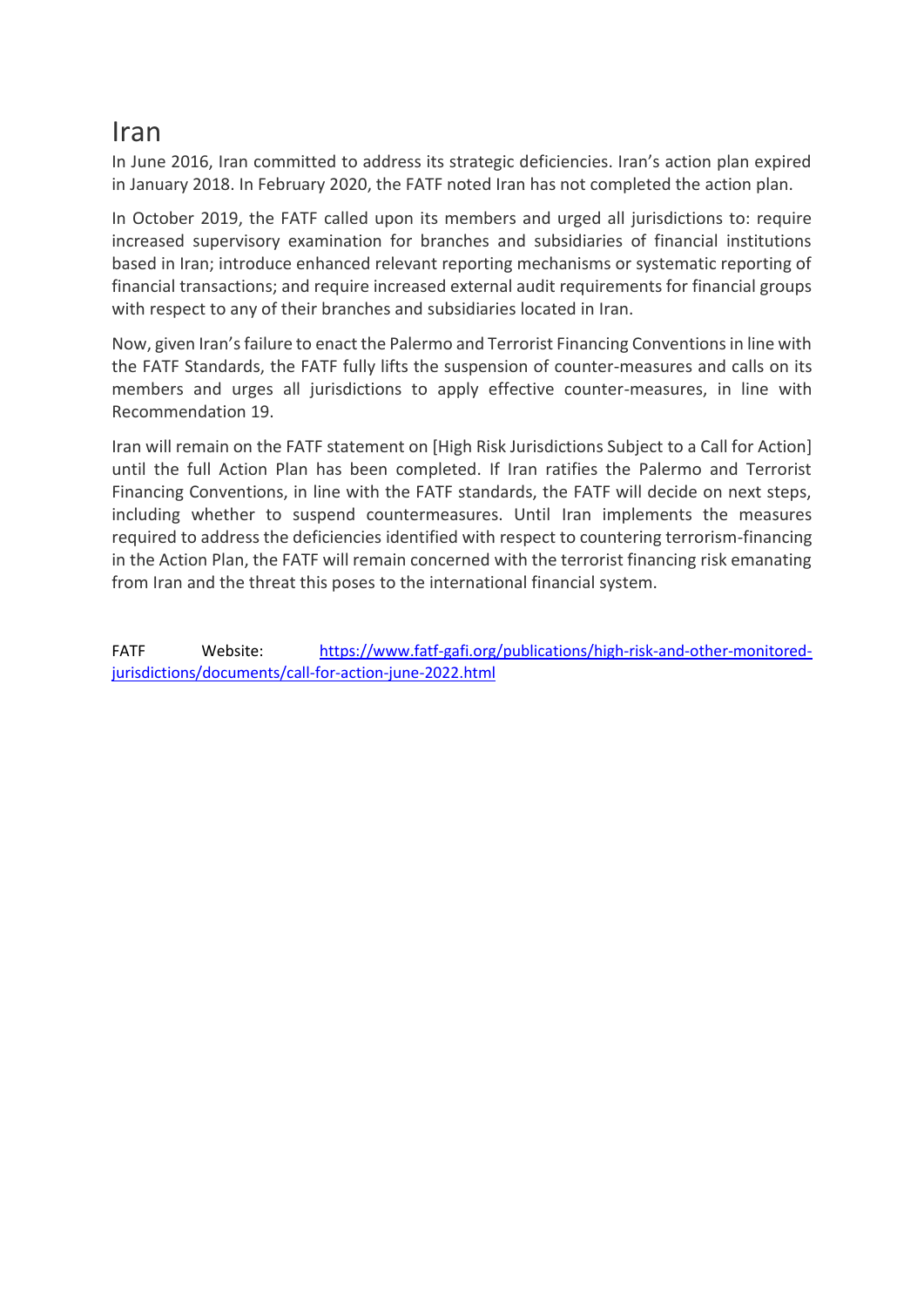# Iran

In June 2016, Iran committed to address its strategic deficiencies. Iran's action plan expired in January 2018. In February 2020, the FATF noted Iran has not completed the action plan.

In October 2019, the FATF called upon its members and urged all jurisdictions to: require increased supervisory examination for branches and subsidiaries of financial institutions based in Iran; introduce enhanced relevant reporting mechanisms or systematic reporting of financial transactions; and require increased external audit requirements for financial groups with respect to any of their branches and subsidiaries located in Iran.

Now, given Iran's failure to enact the Palermo and Terrorist Financing Conventions in line with the FATF Standards, the FATF fully lifts the suspension of counter-measures and calls on its members and urges all jurisdictions to apply effective counter-measures, in line with Recommendation 19.

Iran will remain on the FATF statement on [High Risk Jurisdictions Subject to a Call for Action] until the full Action Plan has been completed. If Iran ratifies the Palermo and Terrorist Financing Conventions, in line with the FATF standards, the FATF will decide on next steps, including whether to suspend countermeasures. Until Iran implements the measures required to address the deficiencies identified with respect to countering terrorism-financing in the Action Plan, the FATF will remain concerned with the terrorist financing risk emanating from Iran and the threat this poses to the international financial system.

FATF Website: [https://www.fatf-gafi.org/publications/high-risk-and-other-monitored-jurisdictions/documents/call-for-action-june-2022.html](https://www.fatf-gafi.org/publications/high-risk-and-other-monitored-jurisdictions/documents/call-for-action-june-2022.html)